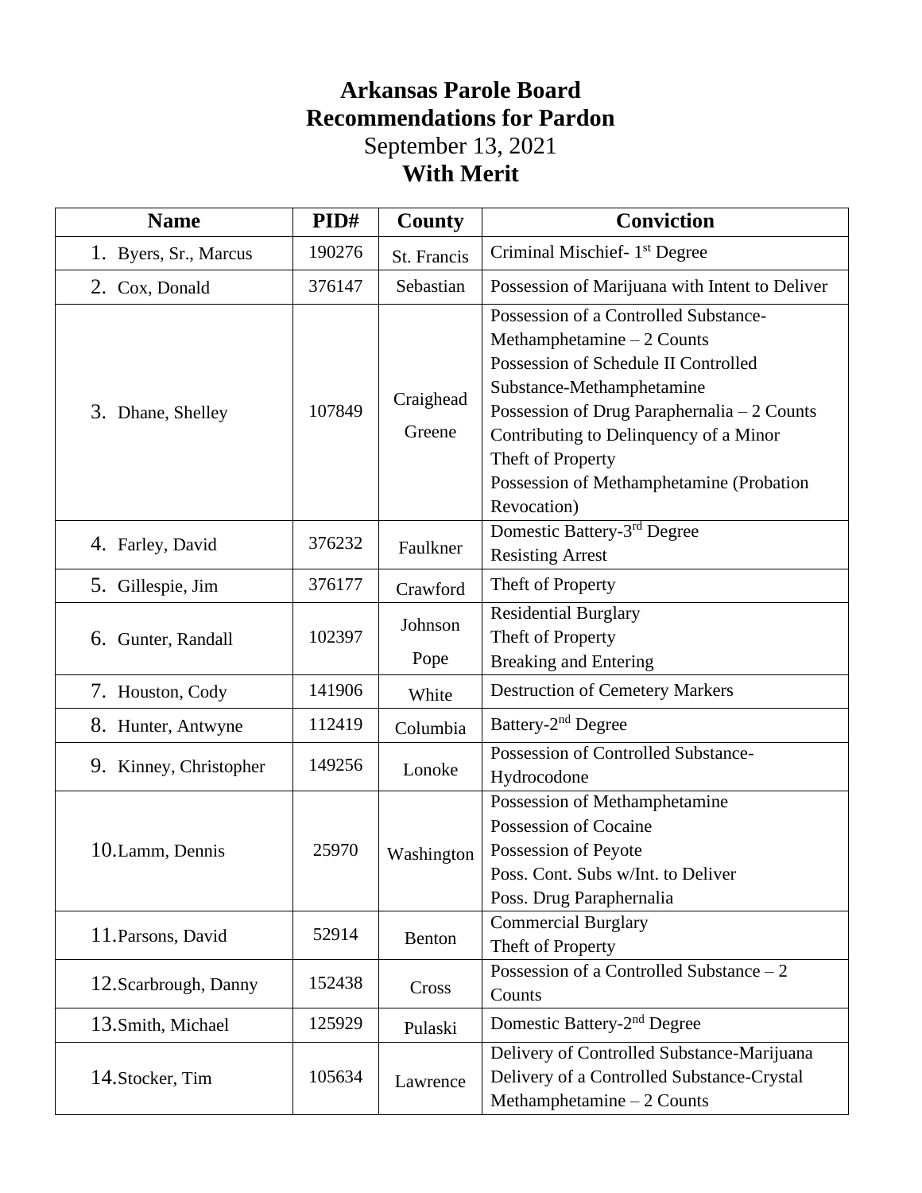# Arkansas Parole Board
# Recommendations for Pardon

September 13, 2021

**With Merit**

| Name | PID# | County | Conviction |
|---|---|---|---|
| 1. Byers, Sr., Marcus | 190276 | St. Francis | Criminal Mischief- 1st Degree |
| 2. Cox, Donald | 376147 | Sebastian | Possession of Marijuana with Intent to Deliver |
| 3. Dhane, Shelley | 107849 | Craighead<br>Greene | Possession of a Controlled Substance-Methamphetamine – 2 Counts<br>Possession of Schedule II Controlled Substance-Methamphetamine<br>Possession of Drug Paraphernalia – 2 Counts<br>Contributing to Delinquency of a Minor<br>Theft of Property<br>Possession of Methamphetamine (Probation Revocation) |
| 4. Farley, David | 376232 | Faulkner | Domestic Battery-3rd Degree<br>Resisting Arrest |
| 5. Gillespie, Jim | 376177 | Crawford | Theft of Property |
| 6. Gunter, Randall | 102397 | Johnson<br>Pope | Residential Burglary<br>Theft of Property<br>Breaking and Entering |
| 7. Houston, Cody | 141906 | White | Destruction of Cemetery Markers |
| 8. Hunter, Antwyne | 112419 | Columbia | Battery-2nd Degree |
| 9. Kinney, Christopher | 149256 | Lonoke | Possession of Controlled Substance-Hydrocodone |
| 10. Lamm, Dennis | 25970 | Washington | Possession of Methamphetamine<br>Possession of Cocaine<br>Possession of Peyote<br>Poss. Cont. Subs w/Int. to Deliver<br>Poss. Drug Paraphernalia |
| 11. Parsons, David | 52914 | Benton | Commercial Burglary<br>Theft of Property |
| 12. Scarbrough, Danny | 152438 | Cross | Possession of a Controlled Substance – 2 Counts |
| 13. Smith, Michael | 125929 | Pulaski | Domestic Battery-2nd Degree |
| 14. Stocker, Tim | 105634 | Lawrence | Delivery of Controlled Substance-Marijuana<br>Delivery of a Controlled Substance-Crystal Methamphetamine – 2 Counts |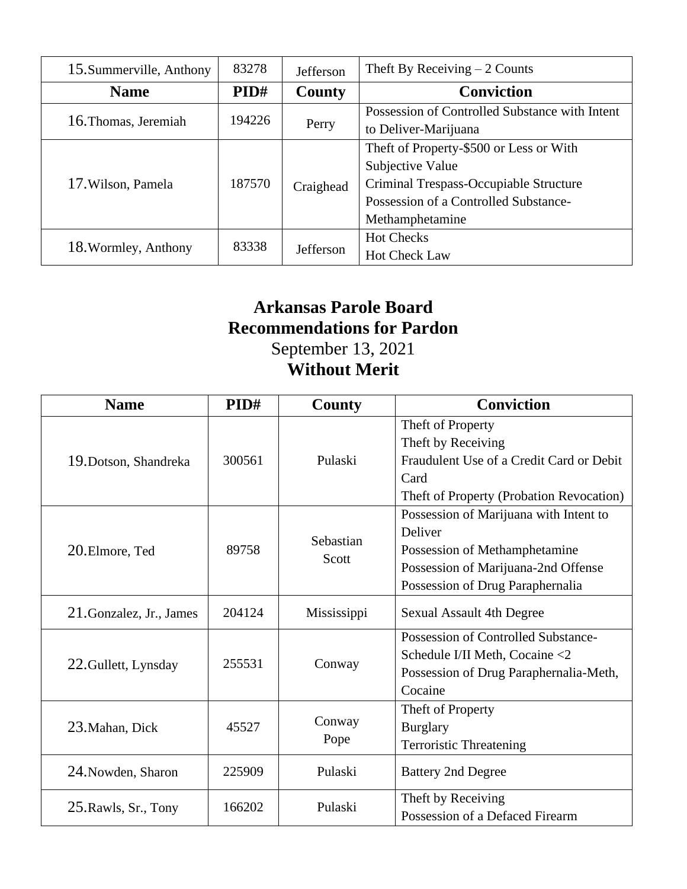| Name | PID# | County | Conviction |
|---|---|---|---|
| 15. Summerville, Anthony | 83278 | Jefferson | Theft By Receiving – 2 Counts |
| 16. Thomas, Jeremiah | 194226 | Perry | Possession of Controlled Substance with Intent to Deliver-Marijuana |
| 17. Wilson, Pamela | 187570 | Craighead | Theft of Property-$500 or Less or With Subjective Value<br>Criminal Trespass-Occupiable Structure<br>Possession of a Controlled Substance-Methamphetamine |
| 18. Wormley, Anthony | 83338 | Jefferson | Hot Checks<br>Hot Check Law |

# Arkansas Parole Board
# Recommendations for Pardon

September 13, 2021

**Without Merit**

| Name | PID# | County | Conviction |
|---|---|---|---|
| 19. Dotson, Shandreka | 300561 | Pulaski | Theft of Property<br>Theft by Receiving<br>Fraudulent Use of a Credit Card or Debit Card<br>Theft of Property (Probation Revocation) |
| 20. Elmore, Ted | 89758 | Sebastian<br>Scott | Possession of Marijuana with Intent to Deliver<br>Possession of Methamphetamine<br>Possession of Marijuana-2nd Offense<br>Possession of Drug Paraphernalia |
| 21. Gonzalez, Jr., James | 204124 | Mississippi | Sexual Assault 4th Degree |
| 22. Gullett, Lynsday | 255531 | Conway | Possession of Controlled Substance-Schedule I/II Meth, Cocaine <2<br>Possession of Drug Paraphernalia-Meth, Cocaine |
| 23. Mahan, Dick | 45527 | Conway<br>Pope | Theft of Property<br>Burglary<br>Terroristic Threatening |
| 24. Nowden, Sharon | 225909 | Pulaski | Battery 2nd Degree |
| 25. Rawls, Sr., Tony | 166202 | Pulaski | Theft by Receiving<br>Possession of a Defaced Firearm |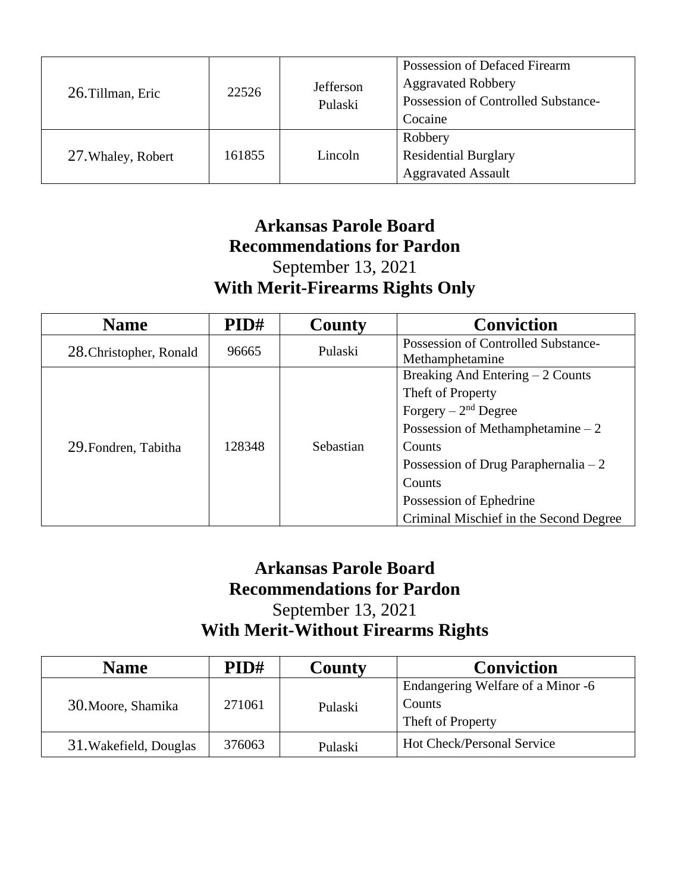| | | | |
|---|---|---|---|
| 26.Tillman, Eric | 22526 | Jefferson Pulaski | Possession of Defaced Firearm<br>Aggravated Robbery<br>Possession of Controlled Substance-Cocaine |
| 27.Whaley, Robert | 161855 | Lincoln | Robbery<br>Residential Burglary<br>Aggravated Assault |

## Arkansas Parole Board
## Recommendations for Pardon
September 13, 2021
## With Merit-Firearms Rights Only

| Name | PID# | County | Conviction |
|---|---|---|---|
| 28.Christopher, Ronald | 96665 | Pulaski | Possession of Controlled Substance-Methamphetamine |
| 29.Fondren, Tabitha | 128348 | Sebastian | Breaking And Entering – 2 Counts<br>Theft of Property<br>Forgery – 2nd Degree<br>Possession of Methamphetamine – 2 Counts<br>Possession of Drug Paraphernalia – 2 Counts<br>Possession of Ephedrine<br>Criminal Mischief in the Second Degree |

## Arkansas Parole Board
## Recommendations for Pardon
September 13, 2021
## With Merit-Without Firearms Rights

| Name | PID# | County | Conviction |
|---|---|---|---|
| 30.Moore, Shamika | 271061 | Pulaski | Endangering Welfare of a Minor -6 Counts<br>Theft of Property |
| 31.Wakefield, Douglas | 376063 | Pulaski | Hot Check/Personal Service |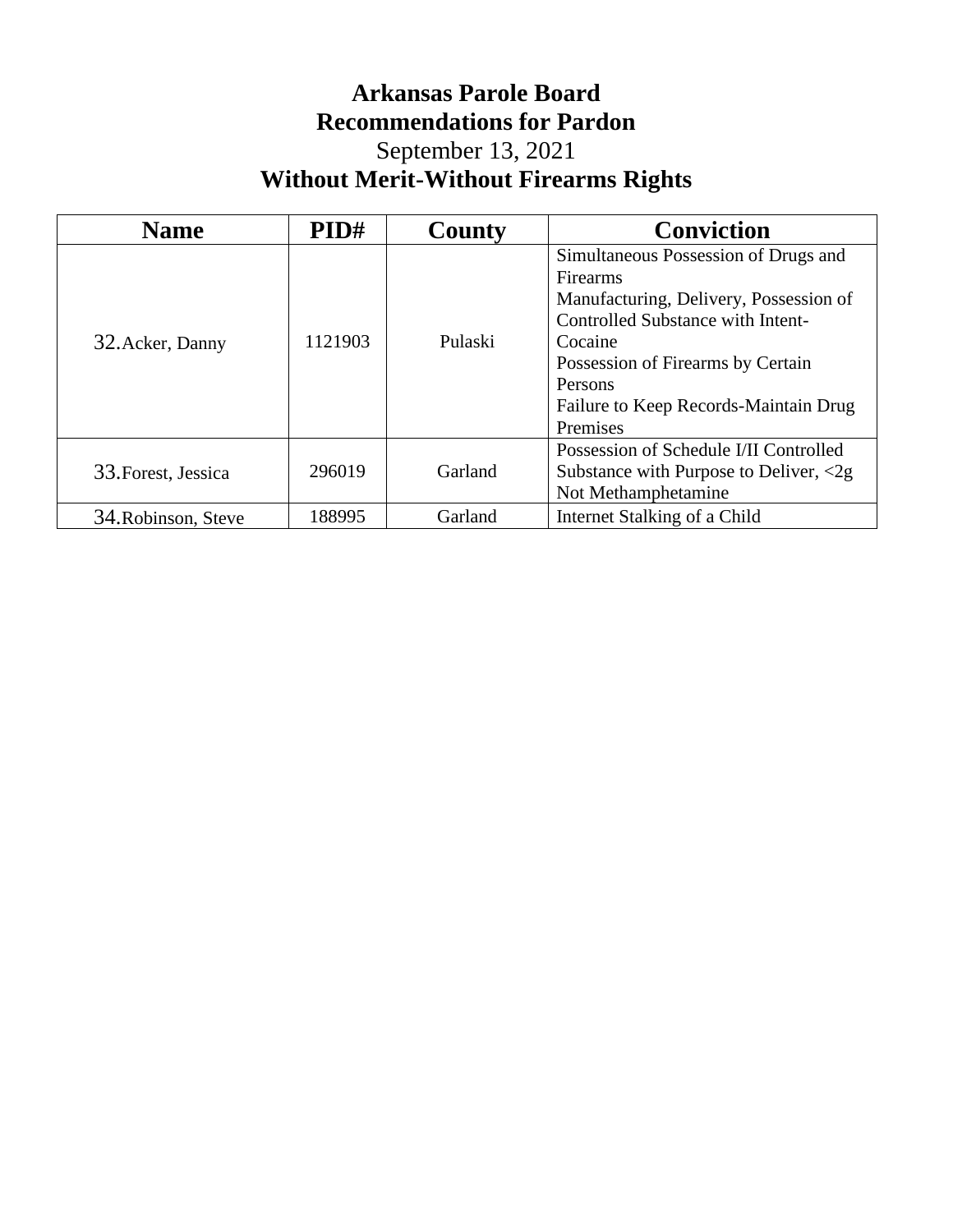# Arkansas Parole Board
## Recommendations for Pardon
September 13, 2021
## Without Merit-Without Firearms Rights

| Name | PID# | County | Conviction |
|---|---|---|---|
| 32. Acker, Danny | 1121903 | Pulaski | Simultaneous Possession of Drugs and Firearms<br>Manufacturing, Delivery, Possession of Controlled Substance with Intent-Cocaine<br>Possession of Firearms by Certain Persons<br>Failure to Keep Records-Maintain Drug Premises |
| 33. Forest, Jessica | 296019 | Garland | Possession of Schedule I/II Controlled Substance with Purpose to Deliver, <2g Not Methamphetamine |
| 34. Robinson, Steve | 188995 | Garland | Internet Stalking of a Child |